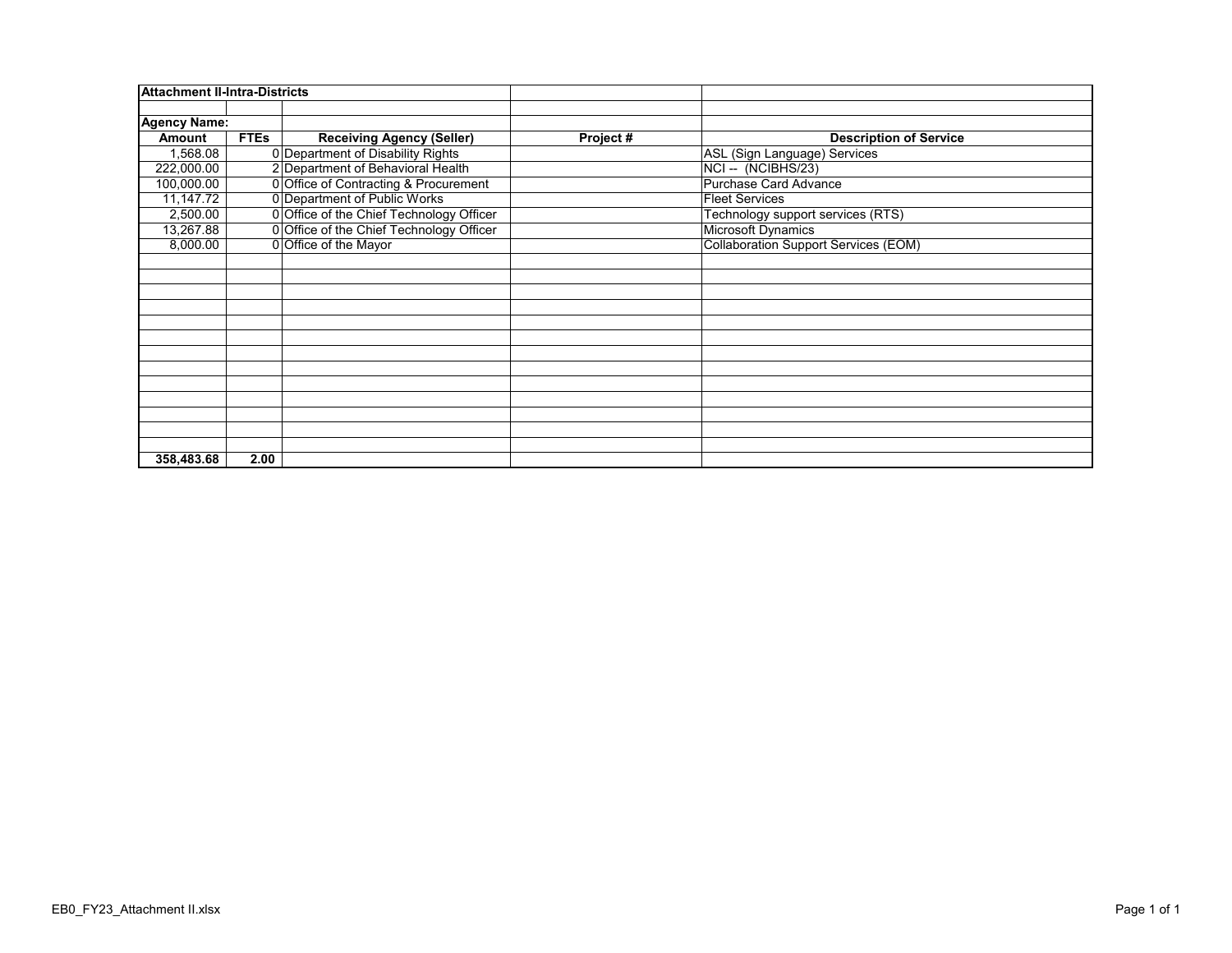**Attachment II-Intra-Districts**

**Agency Name:**

| Amount | FTEs | Receiving Agency (Seller) | Project # | Description of Service |
|---|---|---|---|---|
| 1,568.08 | 0 | Department of Disability Rights | | ASL (Sign Language) Services |
| 222,000.00 | 2 | Department of Behavioral Health | | NCI -- (NCIBHS/23) |
| 100,000.00 | 0 | Office of Contracting & Procurement | | Purchase Card Advance |
| 11,147.72 | 0 | Department of Public Works | | Fleet Services |
| 2,500.00 | 0 | Office of the Chief Technology Officer | | Technology support services (RTS) |
| 13,267.88 | 0 | Office of the Chief Technology Officer | | Microsoft Dynamics |
| 8,000.00 | 0 | Office of the Mayor | | Collaboration Support Services (EOM) |
| **358,483.68** | **2.00** | | | |

EB0_FY23_Attachment II.xlsx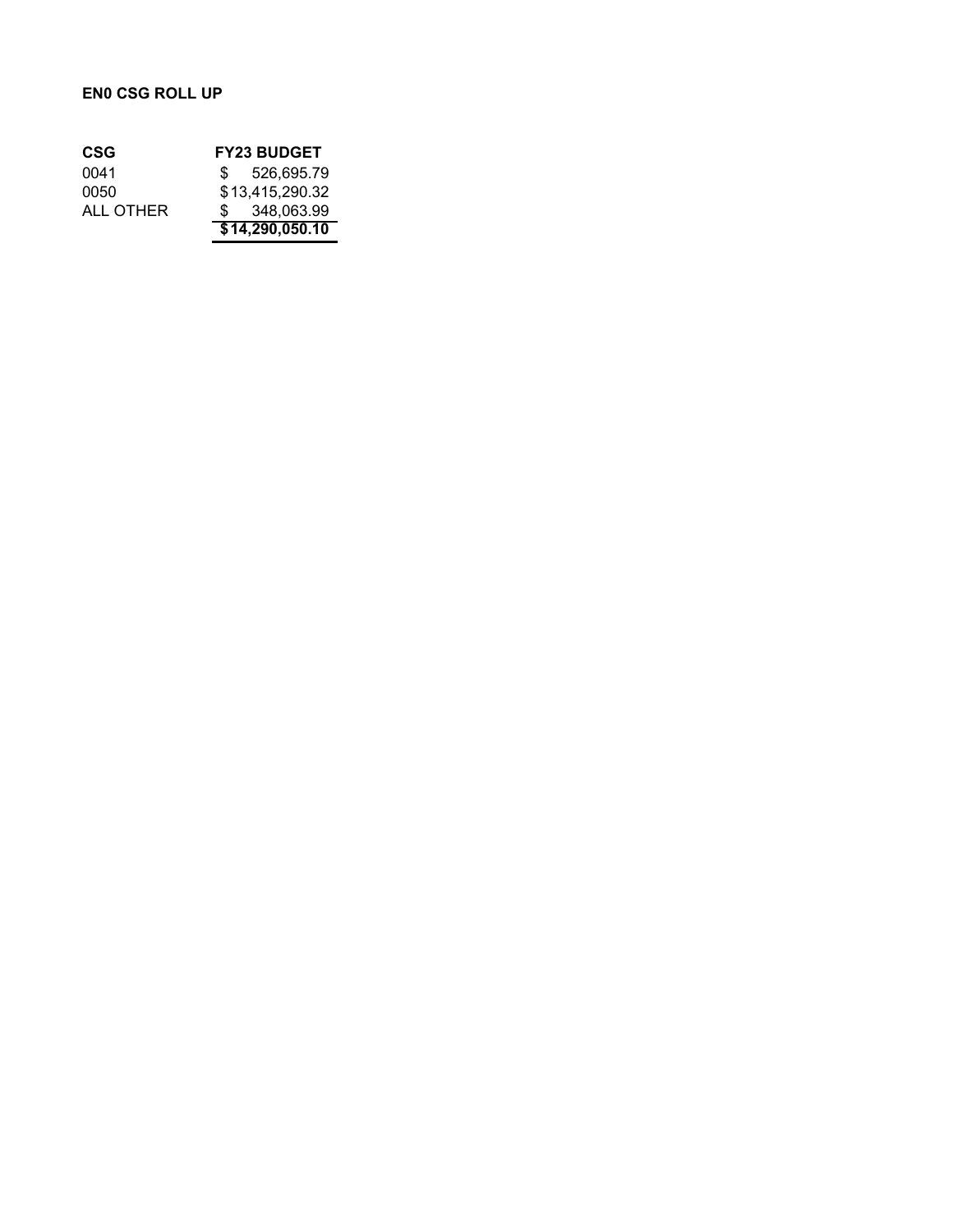**EN0 CSG ROLL UP**

| CSG | FY23 BUDGET |
| --- | --- |
| 0041 | $ 526,695.79 |
| 0050 | $13,415,290.32 |
| ALL OTHER | $ 348,063.99 |
| | **$14,290,050.10** |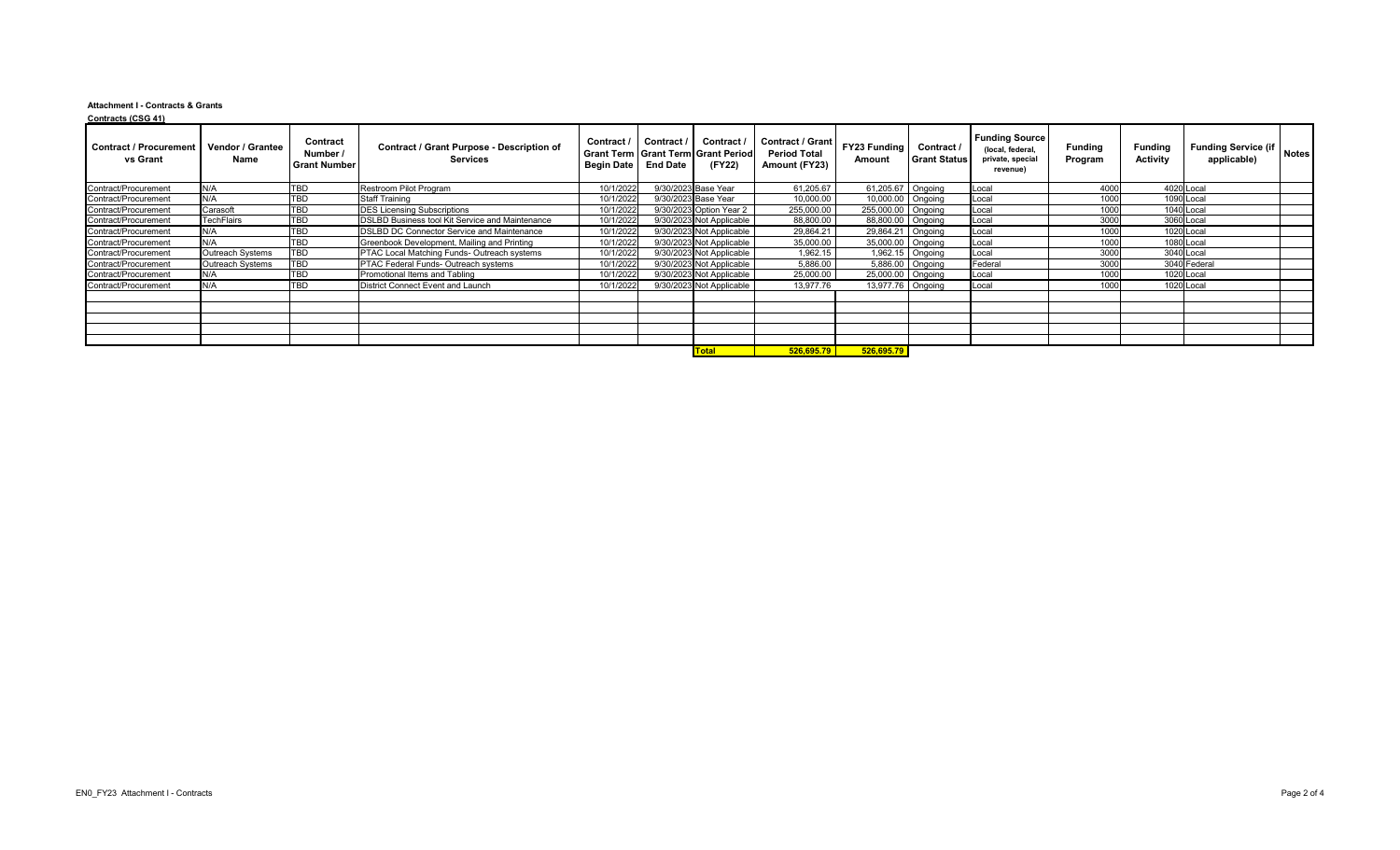**Attachment I - Contracts & Grants**

**Contracts (CSG 41)**

| Contract / Procurement vs Grant | Vendor / Grantee Name | Contract Number / Grant Number | Contract / Grant Purpose - Description of Services | Contract / Grant Term Begin Date | Contract / Grant Term End Date | Contract / Grant Period (FY22) | Contract / Grant Period Total Amount (FY23) | FY23 Funding Amount | Contract / Grant Status | Funding Source (local, federal, private, special revenue) | Funding Program | Funding Activity | Funding Service (if applicable) | Notes |
|---|---|---|---|---|---|---|---|---|---|---|---|---|---|---|
| Contract/Procurement | N/A | TBD | Restroom Pilot Program | 10/1/2022 | 9/30/2023 | Base Year | 61,205.67 | 61,205.67 | Ongoing | Local | 4000 | 4020 | Local | |
| Contract/Procurement | N/A | TBD | Staff Training | 10/1/2022 | 9/30/2023 | Base Year | 10,000.00 | 10,000.00 | Ongoing | Local | 1000 | 1090 | Local | |
| Contract/Procurement | Carasoft | TBD | DES Licensing Subscriptions | 10/1/2022 | 9/30/2023 | Option Year 2 | 255,000.00 | 255,000.00 | Ongoing | Local | 1000 | 1040 | Local | |
| Contract/Procurement | TechFlairs | TBD | DSLBD Business tool Kit Service and Maintenance | 10/1/2022 | 9/30/2023 | Not Applicable | 88,800.00 | 88,800.00 | Ongoing | Local | 3000 | 3060 | Local | |
| Contract/Procurement | N/A | TBD | DSLBD DC Connector Service and Maintenance | 10/1/2022 | 9/30/2023 | Not Applicable | 29,864.21 | 29,864.21 | Ongoing | Local | 1000 | 1020 | Local | |
| Contract/Procurement | N/A | TBD | Greenbook Development, Mailing and Printing | 10/1/2022 | 9/30/2023 | Not Applicable | 35,000.00 | 35,000.00 | Ongoing | Local | 1000 | 1080 | Local | |
| Contract/Procurement | Outreach Systems | TBD | PTAC Local Matching Funds- Outreach systems | 10/1/2022 | 9/30/2023 | Not Applicable | 1,962.15 | 1,962.15 | Ongoing | Local | 3000 | 3040 | Local | |
| Contract/Procurement | Outreach Systems | TBD | PTAC Federal Funds- Outreach systems | 10/1/2022 | 9/30/2023 | Not Applicable | 5,886.00 | 5,886.00 | Ongoing | Federal | 3000 | 3040 | Federal | |
| Contract/Procurement | N/A | TBD | Promotional Items and Tabling | 10/1/2022 | 9/30/2023 | Not Applicable | 25,000.00 | 25,000.00 | Ongoing | Local | 1000 | 1020 | Local | |
| Contract/Procurement | N/A | TBD | District Connect Event and Launch | 10/1/2022 | 9/30/2023 | Not Applicable | 13,977.76 | 13,977.76 | Ongoing | Local | 1000 | 1020 | Local | |
| | | | | | | | | | | | | | | |
| | | | | | | | | | | | | | | |
| | | | | | | | | | | | | | | |
| | | | | | | | | | | | | | | |
| | | | | | | | | | | | | | | |
| | | | | | | **Total** | **526,695.79** | **526,695.79** | | | | | | |

EN0_FY23 Attachment I - Contracts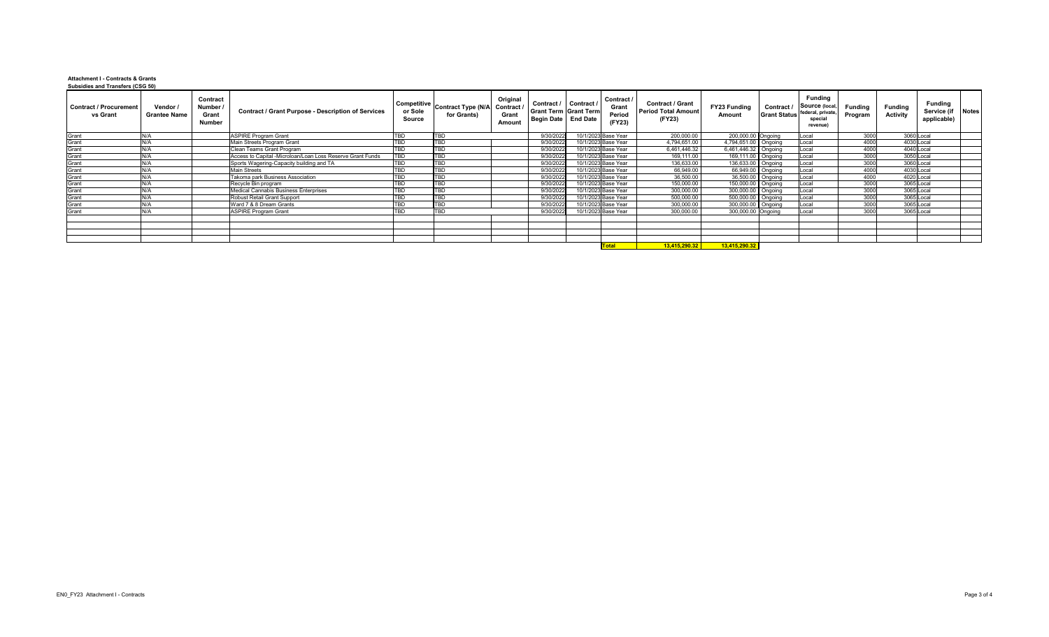**Attachment I - Contracts & Grants**
**Subsidies and Transfers (CSG 50)**

| Contract / Procurement vs Grant | Vendor / Grantee Name | Contract Number / Grant Number | Contract / Grant Purpose - Description of Services | Competitive or Sole Source | Contract Type (N/A for Grants) | Original Contract / Grant Amount | Contract / Grant Term Begin Date | Contract / Grant Term End Date | Contract / Grant Period (FY23) | Contract / Grant Period Total Amount (FY23) | FY23 Funding Amount | Contract / Grant Status | Funding Source (local, federal, private, special revenue) | Funding Program | Funding Activity | Funding Service (if applicable) | Notes |
|---|---|---|---|---|---|---|---|---|---|---|---|---|---|---|---|---|---|
| Grant | N/A | | ASPIRE Program Grant | TBD | TBD | | 9/30/2022 | 10/1/2023 | Base Year | 200,000.00 | 200,000.00 | Ongoing | Local | 3000 | 3060 | Local | |
| Grant | N/A | | Main Streets Program Grant | TBD | TBD | | 9/30/2022 | 10/1/2023 | Base Year | 4,794,651.00 | 4,794,651.00 | Ongoing | Local | 4000 | 4030 | Local | |
| Grant | N/A | | Clean Teams Grant Program | TBD | TBD | | 9/30/2022 | 10/1/2023 | Base Year | 6,461,446.32 | 6,461,446.32 | Ongoing | Local | 4000 | 4040 | Local | |
| Grant | N/A | | Access to Capital -Microloan/Loan Loss Reserve Grant Funds | TBD | TBD | | 9/30/2022 | 10/1/2023 | Base Year | 169,111.00 | 169,111.00 | Ongoing | Local | 3000 | 3050 | Local | |
| Grant | N/A | | Sports Wagering-Capacity building and TA | TBD | TBD | | 9/30/2022 | 10/1/2023 | Base Year | 136,633.00 | 136,633.00 | Ongoing | Local | 3000 | 3060 | Local | |
| Grant | N/A | | Main Streets | TBD | TBD | | 9/30/2022 | 10/1/2023 | Base Year | 66,949.00 | 66,949.00 | Ongoing | Local | 4000 | 4030 | Local | |
| Grant | N/A | | Takoma park Business Association | TBD | TBD | | 9/30/2022 | 10/1/2023 | Base Year | 36,500.00 | 36,500.00 | Ongoing | Local | 4000 | 4020 | Local | |
| Grant | N/A | | Recycle Bin program | TBD | TBD | | 9/30/2022 | 10/1/2023 | Base Year | 150,000.00 | 150,000.00 | Ongoing | Local | 3000 | 3065 | Local | |
| Grant | N/A | | Medical Cannabis Business Enterprises | TBD | TBD | | 9/30/2022 | 10/1/2023 | Base Year | 300,000.00 | 300,000.00 | Ongoing | Local | 3000 | 3065 | Local | |
| Grant | N/A | | Robust Retail Grant Support | TBD | TBD | | 9/30/2022 | 10/1/2023 | Base Year | 500,000.00 | 500,000.00 | Ongoing | Local | 3000 | 3065 | Local | |
| Grant | N/A | | Ward 7 & 8 Dream Grants | TBD | TBD | | 9/30/2022 | 10/1/2023 | Base Year | 300,000.00 | 300,000.00 | Ongoing | Local | 3000 | 3065 | Local | |
| Grant | N/A | | ASPIRE Program Grant | TBD | TBD | | 9/30/2022 | 10/1/2023 | Base Year | 300,000.00 | 300,000.00 | Ongoing | Local | 3000 | 3065 | Local | |
| | | | | | | | | | **Total** | **13,415,290.32** | **13,415,290.32** | | | | | | |

EN0_FY23 Attachment I - Contracts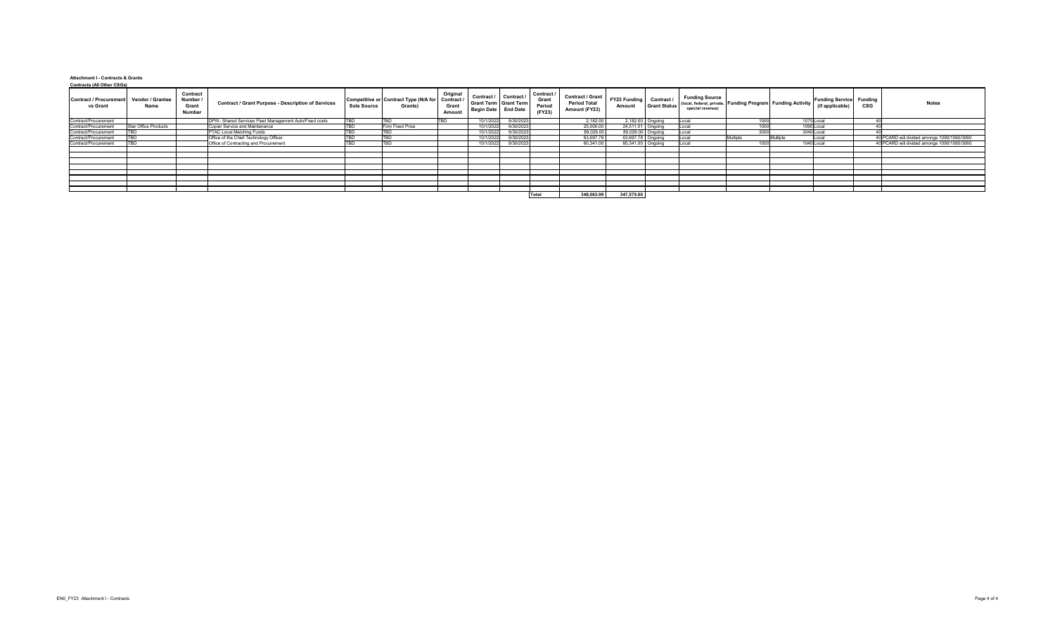**Attachment I - Contracts & Grants**

**Contracts (All Other CSGs)**

| Contract / Procurement vs Grant | Vendor / Grantee Name | Contract Number / Grant Number | Contract / Grant Purpose - Description of Services | Competitive or Sole Source | Contract Type (N/A for Grants) | Original Contract / Grant Amount | Contract / Grant Term Begin Date | Contract / Grant Term End Date | Contract / Grant Period (FY23) | Contract / Grant Period Total Amount (FY23) | FY23 Funding Amount | Contract / Grant Status | Funding Source (local, federal, private, special revenue) | Funding Program | Funding Activity | Funding Service (if applicable) | Funding CSG | Notes |
|---|---|---|---|---|---|---|---|---|---|---|---|---|---|---|---|---|---|---|
| Contract/Procurement | | | DPW- Shared Services Fleet Management Auto/Fixed costs | TBD | TBD | TBD | 10/1/2022 | 9/30/2023 | | 2,182.00 | 2,182.00 | Ongoing | Local | 1000 | 1070 | Local | 40 | |
| Contract/Procurement | Star Office Products | | Copier Service and Maintenance | TBD | Firm Fixed Price | | 10/1/2022 | 9/30/2023 | | 25,000.00 | 24,511.01 | Ongoing | Local | 1000 | 1090 | Local | 40 | |
| Contract/Procurement | TBD | | PTAC Local Matching Funds | TBD | TBD | | 10/1/2022 | 9/30/2023 | | 89,029.00 | 89,029.00 | Ongoing | Local | 3000 | 3040 | Local | 40 | |
| Contract/Procurement | TBD | | Office of the Chief Technology Officer | TBD | TBD | | 10/1/2022 | 9/30/2023 | | 63,697.78 | 63,697.78 | Ongoing | Local | Multiple | Multiple | Local | 40 | PCARD will divided amongs 1090/1060/3060 |
| Contract/Procurement | TBD | | Office of Contracting and Procurement | TBD | TBD | | 10/1/2022 | 9/30/2023 | | 60,341.00 | 60,341.00 | Ongoing | Local | 1000 | 1040 | Local | 40 | PCARD will divided amongs 1090/1060/3060 |
| | | | | | | | | | Total | 348,063.99 | 347,575.00 | | | | | | | |